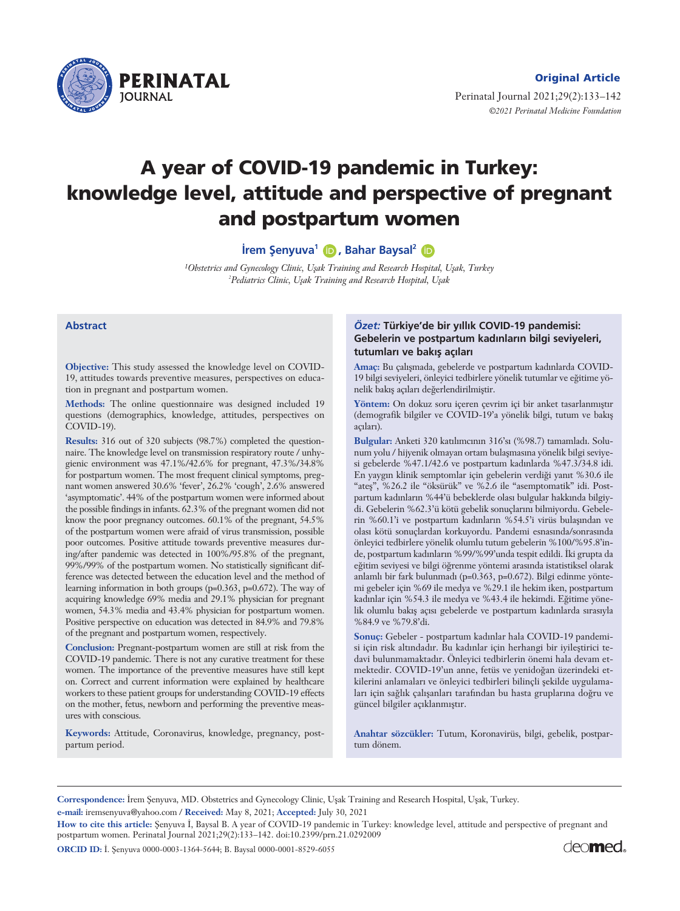Original Article

# A year of COVID-19 pandemic in Turkey: knowledge level, attitude and perspective of pregnant and postpartum women

**İrem Şenyuva[1], Bahar Baysal[2]**

[1]*Obstetrics and Gynecology Clinic, Uşak Training and Research Hospital, Uşak, Turkey*
[2]*Pediatrics Clinic, Uşak Training and Research Hospital, Uşak*

## Abstract

**Objective:** This study assessed the knowledge level on COVID-19, attitudes towards preventive measures, perspectives on education in pregnant and postpartum women.

**Methods:** The online questionnaire was designed included 19 questions (demographics, knowledge, attitudes, perspectives on COVID-19).

**Results:** 316 out of 320 subjects (98.7%) completed the questionnaire. The knowledge level on transmission respiratory route / unhygienic environment was 47.1%/42.6% for pregnant, 47.3%/34.8% for postpartum women. The most frequent clinical symptoms, pregnant women answered 30.6% 'fever', 26.2% 'cough', 2.6% answered 'asymptomatic'. 44% of the postpartum women were informed about the possible findings in infants. 62.3% of the pregnant women did not know the poor pregnancy outcomes. 60.1% of the pregnant, 54.5% of the postpartum women were afraid of virus transmission, possible poor outcomes. Positive attitude towards preventive measures during/after pandemic was detected in 100%/95.8% of the pregnant, 99%/99% of the postpartum women. No statistically significant difference was detected between the education level and the method of learning information in both groups (p=0.363, p=0.672). The way of acquiring knowledge 69% media and 29.1% physician for pregnant women, 54.3% media and 43.4% physician for postpartum women. Positive perspective on education was detected in 84.9% and 79.8% of the pregnant and postpartum women, respectively.

**Conclusion:** Pregnant-postpartum women are still at risk from the COVID-19 pandemic. There is not any curative treatment for these women. The importance of the preventive measures have still kept on. Correct and current information were explained by healthcare workers to these patient groups for understanding COVID-19 effects on the mother, fetus, newborn and performing the preventive measures with conscious.

**Keywords:** Attitude, Coronavirus, knowledge, pregnancy, postpartum period.

## *Özet:* Türkiye'de bir yıllık COVID-19 pandemisi: Gebelerin ve postpartum kadınların bilgi seviyeleri, tutumları ve bakış açıları

**Amaç:** Bu çalışmada, gebelerde ve postpartum kadınlarda COVID-19 bilgi seviyeleri, önleyici tedbirlere yönelik tutumlar ve eğitime yönelik bakış açıları değerlendirilmiştir.

**Yöntem:** On dokuz soru içeren çevrim içi bir anket tasarlanmıştır (demografik bilgiler ve COVID-19'a yönelik bilgi, tutum ve bakış açıları).

**Bulgular:** Anketi 320 katılımcının 316'sı (%98.7) tamamladı. Solunum yolu / hijyenik olmayan ortam bulaşmasına yönelik bilgi seviyesi gebelerde %47.1/42.6 ve postpartum kadınlarda %47.3/34.8 idi. En yaygın klinik semptomlar için gebelerin verdiği yanıt %30.6 ile "ateş", %26.2 ile "öksürük" ve %2.6 ile "asemptomatik" idi. Postpartum kadınların %44'ü bebeklerde olası bulgular hakkında bilgiydi. Gebelerin %62.3'ü kötü gebelik sonuçlarını bilmiyordu. Gebelerin %60.1'i ve postpartum kadınların %54.5'i virüs bulaşından ve olası kötü sonuçlardan korkuyordu. Pandemi esnasında/sonrasında önleyici tedbirlere yönelik olumlu tutum gebelerin %100/%95.8'inde, postpartum kadınların %99/%99'unda tespit edildi. İki grupta da eğitim seviyesi ve bilgi öğrenme yöntemi arasında istatistiksel olarak anlamlı bir fark bulunmadı (p=0.363, p=0.672). Bilgi edinme yöntemi gebeler için %69 ile medya ve %29.1 ile hekim iken, postpartum kadınlar için %54.3 ile medya ve %43.4 ile hekimdi. Eğitime yönelik olumlu bakış açısı gebelerde ve postpartum kadınlarda sırasıyla %84.9 ve %79.8'di.

**Sonuç:** Gebeler - postpartum kadınlar hala COVID-19 pandemisi için risk altındadır. Bu kadınlar için herhangi bir iyileştirici tedavi bulunmamaktadır. Önleyici tedbirlerin önemi hala devam etmektedir. COVID-19'un anne, fetüs ve yenidoğan üzerindeki etkilerini anlamaları ve önleyici tedbirleri bilinçli şekilde uygulamaları için sağlık çalışanları tarafından bu hasta gruplarına doğru ve güncel bilgiler açıklanmıştır.

**Anahtar sözcükler:** Tutum, Koronavirüs, bilgi, gebelik, postpartum dönem.

---

**Correspondence:** İrem Şenyuva, MD. Obstetrics and Gynecology Clinic, Uşak Training and Research Hospital, Uşak, Turkey.
**e-mail:** iremsenyuva@yahoo.com / **Received:** May 8, 2021; **Accepted:** July 30, 2021

**How to cite this article:** Şenyuva İ, Baysal B. A year of COVID-19 pandemic in Turkey: knowledge level, attitude and perspective of pregnant and postpartum women. Perinatal Journal 2021;29(2):133–142. doi:10.2399/prn.21.0292009

**ORCID ID:** İ. Şenyuva 0000-0003-1364-5644; B. Baysal 0000-0001-8529-6055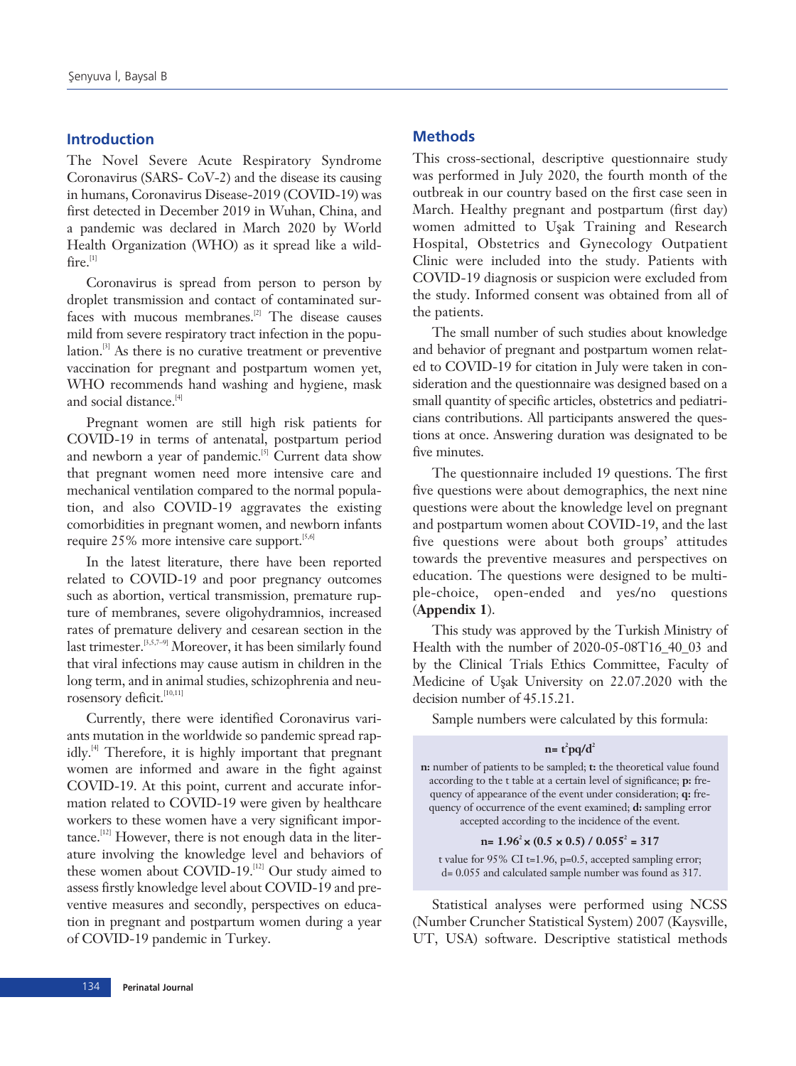## Introduction

The Novel Severe Acute Respiratory Syndrome Coronavirus (SARS- CoV-2) and the disease its causing in humans, Coronavirus Disease-2019 (COVID-19) was first detected in December 2019 in Wuhan, China, and a pandemic was declared in March 2020 by World Health Organization (WHO) as it spread like a wildfire.[1]

Coronavirus is spread from person to person by droplet transmission and contact of contaminated surfaces with mucous membranes.[2] The disease causes mild from severe respiratory tract infection in the population.[3] As there is no curative treatment or preventive vaccination for pregnant and postpartum women yet, WHO recommends hand washing and hygiene, mask and social distance.[4]

Pregnant women are still high risk patients for COVID-19 in terms of antenatal, postpartum period and newborn a year of pandemic.[5] Current data show that pregnant women need more intensive care and mechanical ventilation compared to the normal population, and also COVID-19 aggravates the existing comorbidities in pregnant women, and newborn infants require 25% more intensive care support.[5,6]

In the latest literature, there have been reported related to COVID-19 and poor pregnancy outcomes such as abortion, vertical transmission, premature rupture of membranes, severe oligohydramnios, increased rates of premature delivery and cesarean section in the last trimester.[3,5,7–9] Moreover, it has been similarly found that viral infections may cause autism in children in the long term, and in animal studies, schizophrenia and neurosensory deficit.[10,11]

Currently, there were identified Coronavirus variants mutation in the worldwide so pandemic spread rapidly.[4] Therefore, it is highly important that pregnant women are informed and aware in the fight against COVID-19. At this point, current and accurate information related to COVID-19 were given by healthcare workers to these women have a very significant importance.[12] However, there is not enough data in the literature involving the knowledge level and behaviors of these women about COVID-19.[12] Our study aimed to assess firstly knowledge level about COVID-19 and preventive measures and secondly, perspectives on education in pregnant and postpartum women during a year of COVID-19 pandemic in Turkey.

## Methods

This cross-sectional, descriptive questionnaire study was performed in July 2020, the fourth month of the outbreak in our country based on the first case seen in March. Healthy pregnant and postpartum (first day) women admitted to Uşak Training and Research Hospital, Obstetrics and Gynecology Outpatient Clinic were included into the study. Patients with COVID-19 diagnosis or suspicion were excluded from the study. Informed consent was obtained from all of the patients.

The small number of such studies about knowledge and behavior of pregnant and postpartum women related to COVID-19 for citation in July were taken in consideration and the questionnaire was designed based on a small quantity of specific articles, obstetrics and pediatricians contributions. All participants answered the questions at once. Answering duration was designated to be five minutes.

The questionnaire included 19 questions. The first five questions were about demographics, the next nine questions were about the knowledge level on pregnant and postpartum women about COVID-19, and the last five questions were about both groups' attitudes towards the preventive measures and perspectives on education. The questions were designed to be multiple-choice, open-ended and yes/no questions (**Appendix 1**).

This study was approved by the Turkish Ministry of Health with the number of 2020-05-08T16_40_03 and by the Clinical Trials Ethics Committee, Faculty of Medicine of Uşak University on 22.07.2020 with the decision number of 45.15.21.

Sample numbers were calculated by this formula:

$$n = t^2pq/d^2$$

**n:** number of patients to be sampled; **t:** the theoretical value found according to the t table at a certain level of significance; **p:** frequency of appearance of the event under consideration; **q:** frequency of occurrence of the event examined; **d:** sampling error accepted according to the incidence of the event.

$$n = 1.96^2 \times (0.5 \times 0.5) / 0.055^2 = 317$$

t value for 95% CI t=1.96, p=0.5, accepted sampling error; d= 0.055 and calculated sample number was found as 317.

Statistical analyses were performed using NCSS (Number Cruncher Statistical System) 2007 (Kaysville, UT, USA) software. Descriptive statistical methods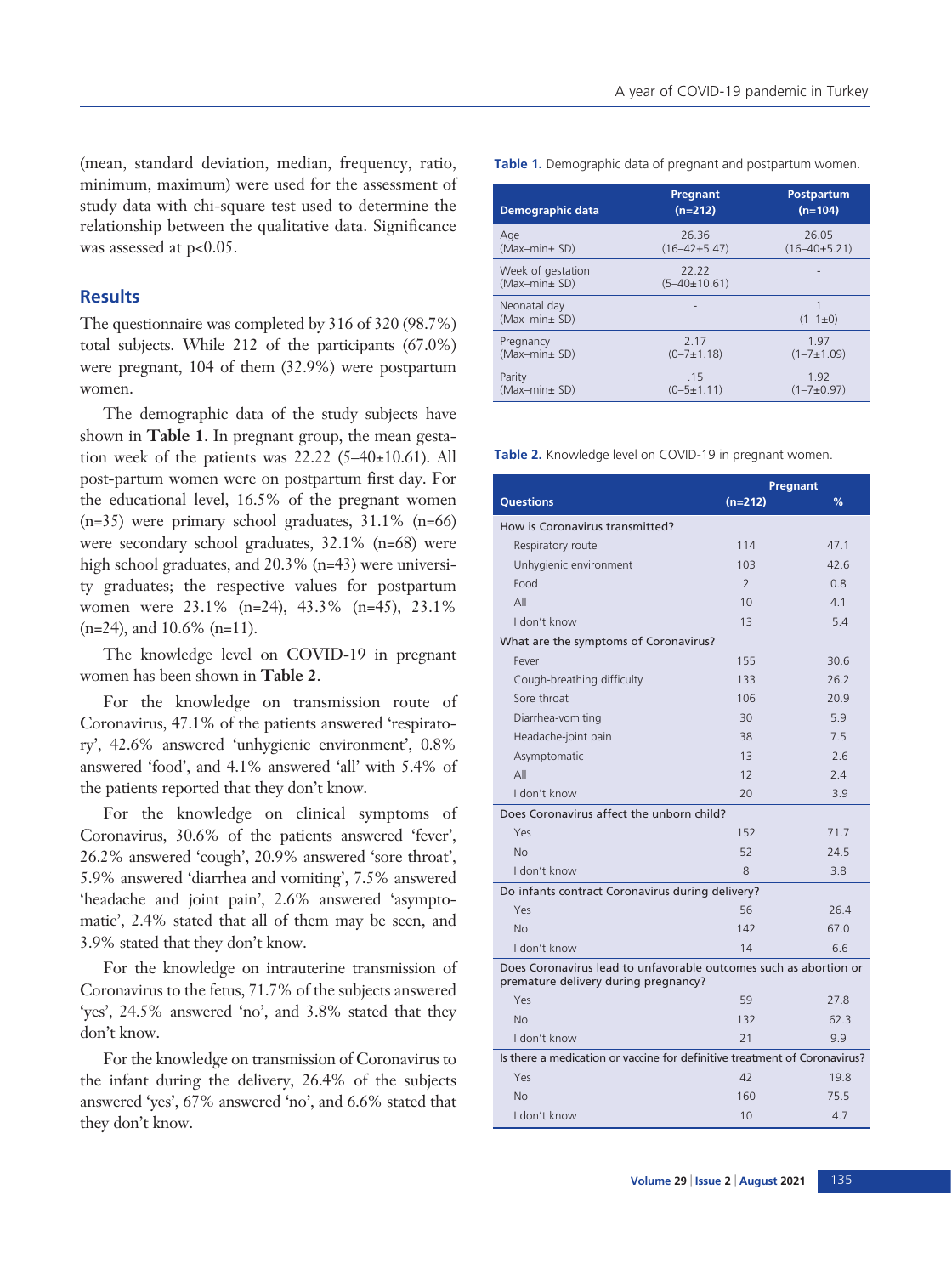(mean, standard deviation, median, frequency, ratio, minimum, maximum) were used for the assessment of study data with chi-square test used to determine the relationship between the qualitative data. Significance was assessed at $p<0.05$.

## Results

The questionnaire was completed by 316 of 320 (98.7%) total subjects. While 212 of the participants (67.0%) were pregnant, 104 of them (32.9%) were postpartum women.

The demographic data of the study subjects have shown in **Table 1**. In pregnant group, the mean gestation week of the patients was 22.22 (5–40±10.61). All post-partum women were on postpartum first day. For the educational level, 16.5% of the pregnant women (n=35) were primary school graduates, 31.1% (n=66) were secondary school graduates, 32.1% (n=68) were high school graduates, and 20.3% (n=43) were university graduates; the respective values for postpartum women were 23.1% (n=24), 43.3% (n=45), 23.1% (n=24), and 10.6% (n=11).

The knowledge level on COVID-19 in pregnant women has been shown in **Table 2**.

For the knowledge on transmission route of Coronavirus, 47.1% of the patients answered 'respiratory', 42.6% answered 'unhygienic environment', 0.8% answered 'food', and 4.1% answered 'all' with 5.4% of the patients reported that they don't know.

For the knowledge on clinical symptoms of Coronavirus, 30.6% of the patients answered 'fever', 26.2% answered 'cough', 20.9% answered 'sore throat', 5.9% answered 'diarrhea and vomiting', 7.5% answered 'headache and joint pain', 2.6% answered 'asymptomatic', 2.4% stated that all of them may be seen, and 3.9% stated that they don't know.

For the knowledge on intrauterine transmission of Coronavirus to the fetus, 71.7% of the subjects answered 'yes', 24.5% answered 'no', and 3.8% stated that they don't know.

For the knowledge on transmission of Coronavirus to the infant during the delivery, 26.4% of the subjects answered 'yes', 67% answered 'no', and 6.6% stated that they don't know.

**Table 1.** Demographic data of pregnant and postpartum women.

| Demographic data | Pregnant (n=212) | Postpartum (n=104) |
|---|---|---|
| Age (Max–min± SD) | 26.36 (16–42±5.47) | 26.05 (16–40±5.21) |
| Week of gestation (Max–min± SD) | 22.22 (5–40±10.61) | - |
| Neonatal day (Max–min± SD) | - | 1 (1–1±0) |
| Pregnancy (Max–min± SD) | 2.17 (0–7±1.18) | 1.97 (1–7±1.09) |
| Parity (Max–min± SD) | .15 (0–5±1.11) | 1.92 (1–7±0.97) |

**Table 2.** Knowledge level on COVID-19 in pregnant women.

| Questions | Pregnant (n=212) | % |
|---|---|---|
| How is Coronavirus transmitted? | | |
| Respiratory route | 114 | 47.1 |
| Unhygienic environment | 103 | 42.6 |
| Food | 2 | 0.8 |
| All | 10 | 4.1 |
| I don't know | 13 | 5.4 |
| What are the symptoms of Coronavirus? | | |
| Fever | 155 | 30.6 |
| Cough-breathing difficulty | 133 | 26.2 |
| Sore throat | 106 | 20.9 |
| Diarrhea-vomiting | 30 | 5.9 |
| Headache-joint pain | 38 | 7.5 |
| Asymptomatic | 13 | 2.6 |
| All | 12 | 2.4 |
| I don't know | 20 | 3.9 |
| Does Coronavirus affect the unborn child? | | |
| Yes | 152 | 71.7 |
| No | 52 | 24.5 |
| I don't know | 8 | 3.8 |
| Do infants contract Coronavirus during delivery? | | |
| Yes | 56 | 26.4 |
| No | 142 | 67.0 |
| I don't know | 14 | 6.6 |
| Does Coronavirus lead to unfavorable outcomes such as abortion or premature delivery during pregnancy? | | |
| Yes | 59 | 27.8 |
| No | 132 | 62.3 |
| I don't know | 21 | 9.9 |
| Is there a medication or vaccine for definitive treatment of Coronavirus? | | |
| Yes | 42 | 19.8 |
| No | 160 | 75.5 |
| I don't know | 10 | 4.7 |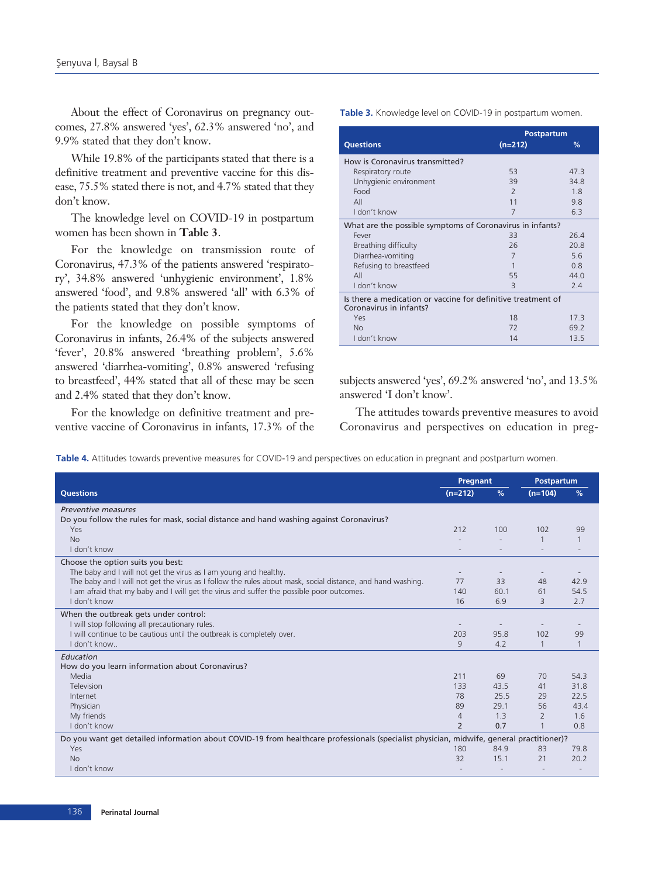About the effect of Coronavirus on pregnancy outcomes, 27.8% answered 'yes', 62.3% answered 'no', and 9.9% stated that they don't know.

While 19.8% of the participants stated that there is a definitive treatment and preventive vaccine for this disease, 75.5% stated there is not, and 4.7% stated that they don't know.

The knowledge level on COVID-19 in postpartum women has been shown in **Table 3**.

For the knowledge on transmission route of Coronavirus, 47.3% of the patients answered 'respiratory', 34.8% answered 'unhygienic environment', 1.8% answered 'food', and 9.8% answered 'all' with 6.3% of the patients stated that they don't know.

For the knowledge on possible symptoms of Coronavirus in infants, 26.4% of the subjects answered 'fever', 20.8% answered 'breathing problem', 5.6% answered 'diarrhea-vomiting', 0.8% answered 'refusing to breastfeed', 44% stated that all of these may be seen and 2.4% stated that they don't know.

For the knowledge on definitive treatment and preventive vaccine of Coronavirus in infants, 17.3% of the subjects answered 'yes', 69.2% answered 'no', and 13.5% answered 'I don't know'.

**Table 3.** Knowledge level on COVID-19 in postpartum women.

| Questions | Postpartum (n=212) | % |
|---|---|---|
| How is Coronavirus transmitted? | | |
| Respiratory route | 53 | 47.3 |
| Unhygienic environment | 39 | 34.8 |
| Food | 2 | 1.8 |
| All | 11 | 9.8 |
| I don't know | 7 | 6.3 |
| What are the possible symptoms of Coronavirus in infants? | | |
| Fever | 33 | 26.4 |
| Breathing difficulty | 26 | 20.8 |
| Diarrhea-vomiting | 7 | 5.6 |
| Refusing to breastfeed | 1 | 0.8 |
| All | 55 | 44.0 |
| I don't know | 3 | 2.4 |
| Is there a medication or vaccine for definitive treatment of Coronavirus in infants? | | |
| Yes | 18 | 17.3 |
| No | 72 | 69.2 |
| I don't know | 14 | 13.5 |

The attitudes towards preventive measures to avoid Coronavirus and perspectives on education in preg-

**Table 4.** Attitudes towards preventive measures for COVID-19 and perspectives on education in pregnant and postpartum women.

| Questions | Pregnant | | Postpartum | |
|---|---|---|---|---|
| | (n=212) | % | (n=104) | % |
| *Preventive measures* | | | | |
| Do you follow the rules for mask, social distance and hand washing against Coronavirus? | | | | |
| Yes | 212 | 100 | 102 | 99 |
| No | - | - | 1 | 1 |
| I don't know | - | - | - | - |
| Choose the option suits you best: | | | | |
| The baby and I will not get the virus as I am young and healthy. | - | - | - | - |
| The baby and I will not get the virus as I follow the rules about mask, social distance, and hand washing. | 77 | 33 | 48 | 42.9 |
| I am afraid that my baby and I will get the virus and suffer the possible poor outcomes. | 140 | 60.1 | 61 | 54.5 |
| I don't know | 16 | 6.9 | 3 | 2.7 |
| When the outbreak gets under control: | | | | |
| I will stop following all precautionary rules. | - | - | - | - |
| I will continue to be cautious until the outbreak is completely over. | 203 | 95.8 | 102 | 99 |
| I don't know.. | 9 | 4.2 | 1 | 1 |
| *Education* | | | | |
| How do you learn information about Coronavirus? | | | | |
| Media | 211 | 69 | 70 | 54.3 |
| Television | 133 | 43.5 | 41 | 31.8 |
| Internet | 78 | 25.5 | 29 | 22.5 |
| Physician | 89 | 29.1 | 56 | 43.4 |
| My friends | 4 | 1.3 | 2 | 1.6 |
| I don't know | 2 | 0.7 | 1 | 0.8 |
| Do you want get detailed information about COVID-19 from healthcare professionals (specialist physician, midwife, general practitioner)? | | | | |
| Yes | 180 | 84.9 | 83 | 79.8 |
| No | 32 | 15.1 | 21 | 20.2 |
| I don't know | - | - | - | - |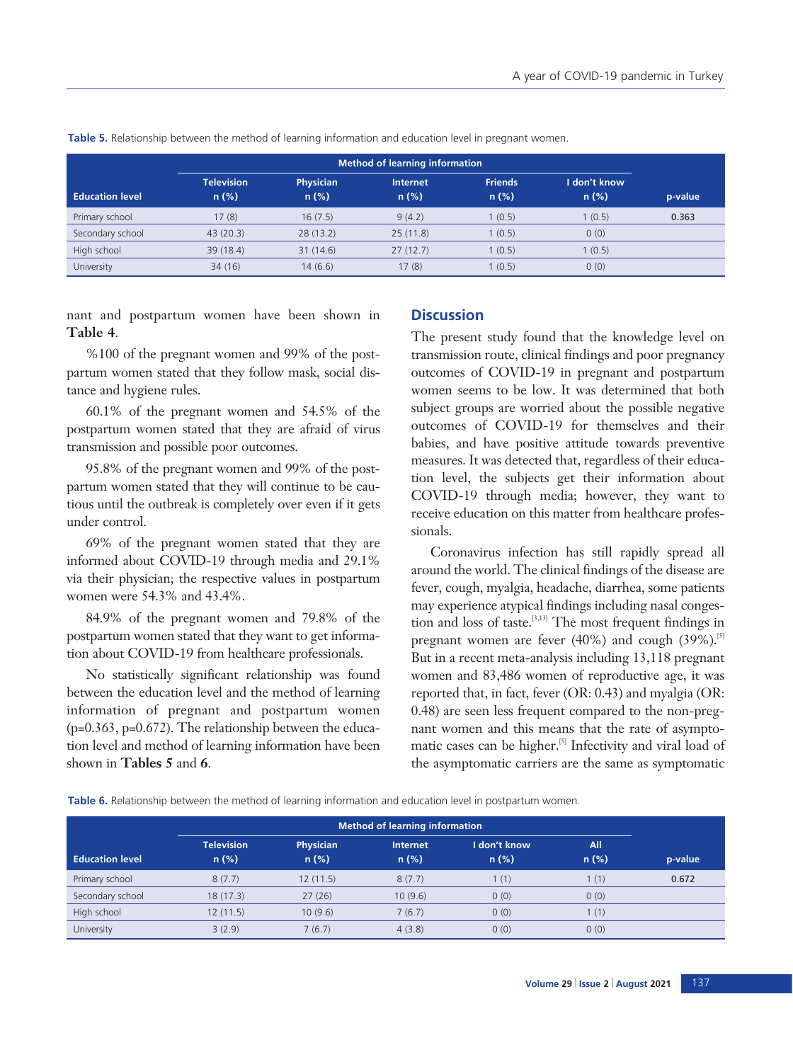Table 5. Relationship between the method of learning information and education level in pregnant women.

| Education level | Method of learning information | | | | | p-value |
|---|---|---|---|---|---|---|
| | Television n (%) | Physician n (%) | Internet n (%) | Friends n (%) | I don't know n (%) | |
| Primary school | 17 (8) | 16 (7.5) | 9 (4.2) | 1 (0.5) | 1 (0.5) | 0.363 |
| Secondary school | 43 (20.3) | 28 (13.2) | 25 (11.8) | 1 (0.5) | 0 (0) | |
| High school | 39 (18.4) | 31 (14.6) | 27 (12.7) | 1 (0.5) | 1 (0.5) | |
| University | 34 (16) | 14 (6.6) | 17 (8) | 1 (0.5) | 0 (0) | |

nant and postpartum women have been shown in **Table 4**.

%100 of the pregnant women and 99% of the postpartum women stated that they follow mask, social distance and hygiene rules.

60.1% of the pregnant women and 54.5% of the postpartum women stated that they are afraid of virus transmission and possible poor outcomes.

95.8% of the pregnant women and 99% of the postpartum women stated that they will continue to be cautious until the outbreak is completely over even if it gets under control.

69% of the pregnant women stated that they are informed about COVID-19 through media and 29.1% via their physician; the respective values in postpartum women were 54.3% and 43.4%.

84.9% of the pregnant women and 79.8% of the postpartum women stated that they want to get information about COVID-19 from healthcare professionals.

No statistically significant relationship was found between the education level and the method of learning information of pregnant and postpartum women ($p=0.363$, $p=0.672$). The relationship between the education level and method of learning information have been shown in **Tables 5** and **6**.

## Discussion

The present study found that the knowledge level on transmission route, clinical findings and poor pregnancy outcomes of COVID-19 in pregnant and postpartum women seems to be low. It was determined that both subject groups are worried about the possible negative outcomes of COVID-19 for themselves and their babies, and have positive attitude towards preventive measures. It was detected that, regardless of their education level, the subjects get their information about COVID-19 through media; however, they want to receive education on this matter from healthcare professionals.

Coronavirus infection has still rapidly spread all around the world. The clinical findings of the disease are fever, cough, myalgia, headache, diarrhea, some patients may experience atypical findings including nasal congestion and loss of taste.[3,13] The most frequent findings in pregnant women are fever (40%) and cough (39%).[5] But in a recent meta-analysis including 13,118 pregnant women and 83,486 women of reproductive age, it was reported that, in fact, fever (OR: 0.43) and myalgia (OR: 0.48) are seen less frequent compared to the non-pregnant women and this means that the rate of asymptomatic cases can be higher.[5] Infectivity and viral load of the asymptomatic carriers are the same as symptomatic

Table 6. Relationship between the method of learning information and education level in postpartum women.

| Education level | Method of learning information | | | | | p-value |
|---|---|---|---|---|---|---|
| | Television n (%) | Physician n (%) | Internet n (%) | I don't know n (%) | All n (%) | |
| Primary school | 8 (7.7) | 12 (11.5) | 8 (7.7) | 1 (1) | 1 (1) | 0.672 |
| Secondary school | 18 (17.3) | 27 (26) | 10 (9.6) | 0 (0) | 0 (0) | |
| High school | 12 (11.5) | 10 (9.6) | 7 (6.7) | 0 (0) | 1 (1) | |
| University | 3 (2.9) | 7 (6.7) | 4 (3.8) | 0 (0) | 0 (0) | |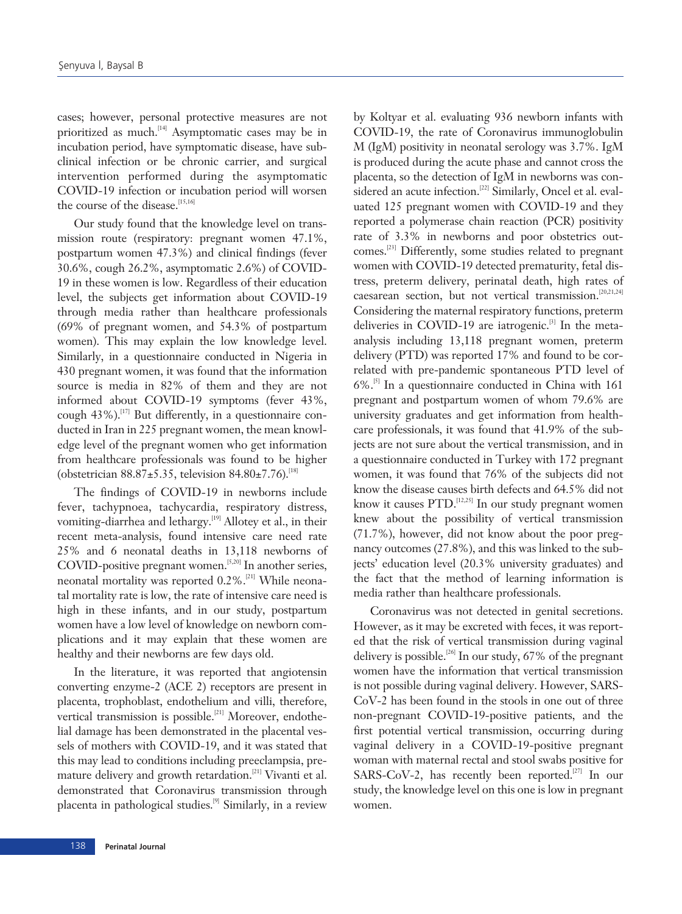cases; however, personal protective measures are not prioritized as much.[14] Asymptomatic cases may be in incubation period, have symptomatic disease, have subclinical infection or be chronic carrier, and surgical intervention performed during the asymptomatic COVID-19 infection or incubation period will worsen the course of the disease.[15,16]

Our study found that the knowledge level on transmission route (respiratory: pregnant women 47.1%, postpartum women 47.3%) and clinical findings (fever 30.6%, cough 26.2%, asymptomatic 2.6%) of COVID-19 in these women is low. Regardless of their education level, the subjects get information about COVID-19 through media rather than healthcare professionals (69% of pregnant women, and 54.3% of postpartum women). This may explain the low knowledge level. Similarly, in a questionnaire conducted in Nigeria in 430 pregnant women, it was found that the information source is media in 82% of them and they are not informed about COVID-19 symptoms (fever 43%, cough 43%).[17] But differently, in a questionnaire conducted in Iran in 225 pregnant women, the mean knowledge level of the pregnant women who get information from healthcare professionals was found to be higher (obstetrician 88.87±5.35, television 84.80±7.76).[18]

The findings of COVID-19 in newborns include fever, tachypnoea, tachycardia, respiratory distress, vomiting-diarrhea and lethargy.[19] Allotey et al., in their recent meta-analysis, found intensive care need rate 25% and 6 neonatal deaths in 13,118 newborns of COVID-positive pregnant women.[5,20] In another series, neonatal mortality was reported 0.2%.[21] While neonatal mortality rate is low, the rate of intensive care need is high in these infants, and in our study, postpartum women have a low level of knowledge on newborn complications and it may explain that these women are healthy and their newborns are few days old.

In the literature, it was reported that angiotensin converting enzyme-2 (ACE 2) receptors are present in placenta, trophoblast, endothelium and villi, therefore, vertical transmission is possible.[21] Moreover, endothelial damage has been demonstrated in the placental vessels of mothers with COVID-19, and it was stated that this may lead to conditions including preeclampsia, premature delivery and growth retardation.[21] Vivanti et al. demonstrated that Coronavirus transmission through placenta in pathological studies.[9] Similarly, in a review by Koltyar et al. evaluating 936 newborn infants with COVID-19, the rate of Coronavirus immunoglobulin M (IgM) positivity in neonatal serology was 3.7%. IgM is produced during the acute phase and cannot cross the placenta, so the detection of IgM in newborns was considered an acute infection.[22] Similarly, Oncel et al. evaluated 125 pregnant women with COVID-19 and they reported a polymerase chain reaction (PCR) positivity rate of 3.3% in newborns and poor obstetrics outcomes.[23] Differently, some studies related to pregnant women with COVID-19 detected prematurity, fetal distress, preterm delivery, perinatal death, high rates of caesarean section, but not vertical transmission.[20,21,24] Considering the maternal respiratory functions, preterm deliveries in COVID-19 are iatrogenic.[3] In the meta-analysis including 13,118 pregnant women, preterm delivery (PTD) was reported 17% and found to be correlated with pre-pandemic spontaneous PTD level of 6%.[5] In a questionnaire conducted in China with 161 pregnant and postpartum women of whom 79.6% are university graduates and get information from healthcare professionals, it was found that 41.9% of the subjects are not sure about the vertical transmission, and in a questionnaire conducted in Turkey with 172 pregnant women, it was found that 76% of the subjects did not know the disease causes birth defects and 64.5% did not know it causes PTD.[12,25] In our study pregnant women knew about the possibility of vertical transmission (71.7%), however, did not know about the poor pregnancy outcomes (27.8%), and this was linked to the subjects' education level (20.3% university graduates) and the fact that the method of learning information is media rather than healthcare professionals.

Coronavirus was not detected in genital secretions. However, as it may be excreted with feces, it was reported that the risk of vertical transmission during vaginal delivery is possible.[26] In our study, 67% of the pregnant women have the information that vertical transmission is not possible during vaginal delivery. However, SARS-CoV-2 has been found in the stools in one out of three non-pregnant COVID-19-positive patients, and the first potential vertical transmission, occurring during vaginal delivery in a COVID-19-positive pregnant woman with maternal rectal and stool swabs positive for SARS-CoV-2, has recently been reported.[27] In our study, the knowledge level on this one is low in pregnant women.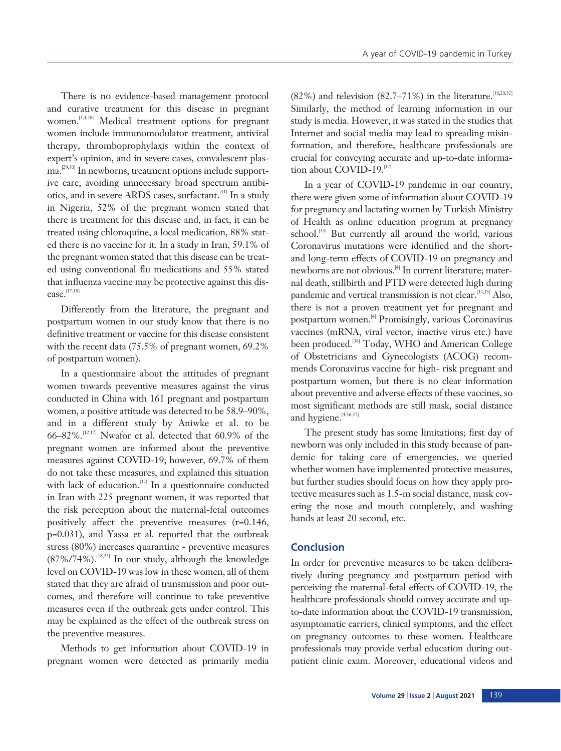There is no evidence-based management protocol and curative treatment for this disease in pregnant women.[3,4,28] Medical treatment options for pregnant women include immunomodulator treatment, antiviral therapy, thromboprophylaxis within the context of expert's opinion, and in severe cases, convalescent plasma.[29,30] In newborns, treatment options include supportive care, avoiding unnecessary broad spectrum antibiotics, and in severe ARDS cases, surfactant.[31] In a study in Nigeria, 52% of the pregnant women stated that there is treatment for this disease and, in fact, it can be treated using chloroquine, a local medication, 88% stated there is no vaccine for it. In a study in Iran, 59.1% of the pregnant women stated that this disease can be treated using conventional flu medications and 55% stated that influenza vaccine may be protective against this disease.[17,18]

Differently from the literature, the pregnant and postpartum women in our study know that there is no definitive treatment or vaccine for this disease consistent with the recent data (75.5% of pregnant women, 69.2% of postpartum women).

In a questionnaire about the attitudes of pregnant women towards preventive measures against the virus conducted in China with 161 pregnant and postpartum women, a positive attitude was detected to be 58.9–90%, and in a different study by Aniwke et al. to be 66–82%.[12,17] Nwafor et al. detected that 60.9% of the pregnant women are informed about the preventive measures against COVID-19; however, 69.7% of them do not take these measures, and explained this situation with lack of education.[32] In a questionnaire conducted in Iran with 225 pregnant women, it was reported that the risk perception about the maternal-fetal outcomes positively affect the preventive measures (r=0.146, p=0.031), and Yassa et al. reported that the outbreak stress (80%) increases quarantine - preventive measures (87%/74%).[18,25] In our study, although the knowledge level on COVID-19 was low in these women, all of them stated that they are afraid of transmission and poor outcomes, and therefore will continue to take preventive measures even if the outbreak gets under control. This may be explained as the effect of the outbreak stress on the preventive measures.

Methods to get information about COVID-19 in pregnant women were detected as primarily media (82%) and television (82.7–71%) in the literature.[18,20,32] Similarly, the method of learning information in our study is media. However, it was stated in the studies that Internet and social media may lead to spreading misinformation, and therefore, healthcare professionals are crucial for conveying accurate and up-to-date information about COVID-19.[12]

In a year of COVID-19 pandemic in our country, there were given some of information about COVID-19 for pregnancy and lactating women by Turkish Ministry of Health as online education program at pregnancy school.[33] But currently all around the world, various Coronavirus mutations were identified and the short- and long-term effects of COVID-19 on pregnancy and newborns are not obvious.[4] In current literature; maternal death, stillbirth and PTD were detected high during pandemic and vertical transmission is not clear.[34,35] Also, there is not a proven treatment yet for pregnant and postpartum women.[4] Promisingly, various Coronavirus vaccines (mRNA, viral vector, inactive virus etc.) have been produced.[36] Today, WHO and American College of Obstetricians and Gynecologists (ACOG) recommends Coronavirus vaccine for high- risk pregnant and postpartum women, but there is no clear information about preventive and adverse effects of these vaccines, so most significant methods are still mask, social distance and hygiene.[4,36,37]

The present study has some limitations; first day of newborn was only included in this study because of pandemic for taking care of emergencies, we queried whether women have implemented protective measures, but further studies should focus on how they apply protective measures such as 1.5-m social distance, mask covering the nose and mouth completely, and washing hands at least 20 second, etc.

## Conclusion

In order for preventive measures to be taken deliberatively during pregnancy and postpartum period with perceiving the maternal-fetal effects of COVID-19, the healthcare professionals should convey accurate and up-to-date information about the COVID-19 transmission, asymptomatic carriers, clinical symptoms, and the effect on pregnancy outcomes to these women. Healthcare professionals may provide verbal education during outpatient clinic exam. Moreover, educational videos and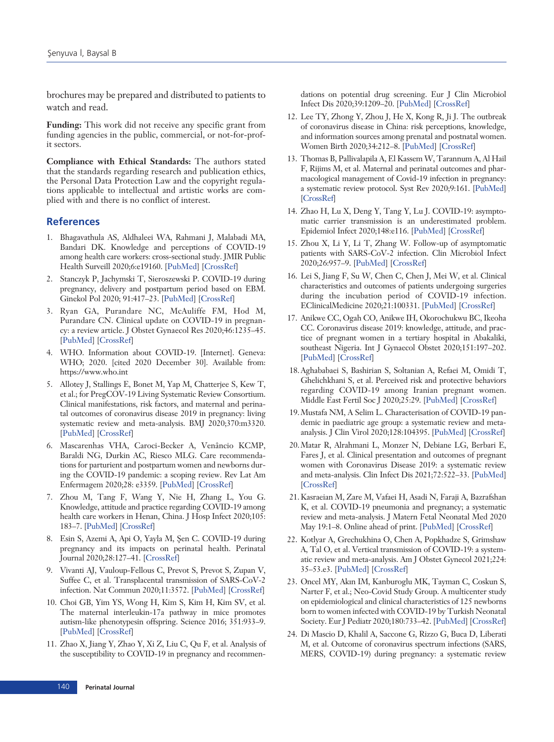brochures may be prepared and distributed to patients to watch and read.

**Funding:** This work did not receive any specific grant from funding agencies in the public, commercial, or not-for-profit sectors.

**Compliance with Ethical Standards:** The authors stated that the standards regarding research and publication ethics, the Personal Data Protection Law and the copyright regulations applicable to intellectual and artistic works are complied with and there is no conflict of interest.

## References

1. Bhagavathula AS, Aldhaleei WA, Rahmani J, Malabadi MA, Bandari DK. Knowledge and perceptions of COVID-19 among health care workers: cross-sectional study. JMIR Public Health Surveill 2020;6:e19160. [PubMed] [CrossRef]
2. Stanczyk P, Jachymski T, Sieroszewski P. COVID-19 during pregnancy, delivery and postpartum period based on EBM. Ginekol Pol 2020; 91:417–23. [PubMed] [CrossRef]
3. Ryan GA, Purandare NC, McAuliffe FM, Hod M, Purandare CN. Clinical update on COVID-19 in pregnancy: a review article. J Obstet Gynaecol Res 2020;46:1235–45. [PubMed] [CrossRef]
4. WHO. Information about COVID-19. [Internet]. Geneva: WHO; 2020. [cited 2020 December 30]. Available from: https://www.who.int
5. Allotey J, Stallings E, Bonet M, Yap M, Chatterjee S, Kew T, et al.; for PregCOV-19 Living Systematic Review Consortium. Clinical manifestations, risk factors, and maternal and perinatal outcomes of coronavirus disease 2019 in pregnancy: living systematic review and meta-analysis. BMJ 2020;370:m3320. [PubMed] [CrossRef]
6. Mascarenhas VHA, Caroci-Becker A, Venâncio KCMP, Baraldi NG, Durkin AC, Riesco MLG. Care recommendations for parturient and postpartum women and newborns during the COVID-19 pandemic: a scoping review. Rev Lat Am Enfermagem 2020;28: e3359. [PubMed] [CrossRef]
7. Zhou M, Tang F, Wang Y, Nie H, Zhang L, You G. Knowledge, attitude and practice regarding COVID-19 among health care workers in Henan, China. J Hosp Infect 2020;105: 183–7. [PubMed] [CrossRef]
8. Esin S, Azemi A, Api O, Yayla M, Şen C. COVID-19 during pregnancy and its impacts on perinatal health. Perinatal Journal 2020;28:127–41. [CrossRef]
9. Vivanti AJ, Vauloup-Fellous C, Prevot S, Prevot S, Zupan V, Suffee C, et al. Transplacental transmission of SARS-CoV-2 infection. Nat Commun 2020;11:3572. [PubMed] [CrossRef]
10. Choi GB, Yim YS, Wong H, Kim S, Kim H, Kim SV, et al. The maternal interleukin-17a pathway in mice promotes autism-like phenotypesin offspring. Science 2016; 351:933–9. [PubMed] [CrossRef]
11. Zhao X, Jiang Y, Zhao Y, Xi Z, Liu C, Qu F, et al. Analysis of the susceptibility to COVID-19 in pregnancy and recommendations on potential drug screening. Eur J Clin Microbiol Infect Dis 2020;39:1209–20. [PubMed] [CrossRef]
12. Lee TY, Zhong Y, Zhou J, He X, Kong R, Ji J. The outbreak of coronavirus disease in China: risk perceptions, knowledge, and information sources among prenatal and postnatal women. Women Birth 2020;34:212–8. [PubMed] [CrossRef]
13. Thomas B, Pallivalapila A, El Kassem W, Tarannum A, Al Hail F, Rijims M, et al. Maternal and perinatal outcomes and pharmacological management of Covid-19 infection in pregnancy: a systematic review protocol. Syst Rev 2020;9:161. [PubMed] [CrossRef]
14. Zhao H, Lu X, Deng Y, Tang Y, Lu J. COVID-19: asymptomatic carrier transmission is an underestimated problem. Epidemiol Infect 2020;148:e116. [PubMed] [CrossRef]
15. Zhou X, Li Y, Li T, Zhang W. Follow-up of asymptomatic patients with SARS-CoV-2 infection. Clin Microbiol Infect 2020;26:957–9. [PubMed] [CrossRef]
16. Lei S, Jiang F, Su W, Chen C, Chen J, Mei W, et al. Clinical characteristics and outcomes of patients undergoing surgeries during the incubation period of COVID-19 infection. EClinicalMedicine 2020;21:100331. [PubMed] [CrossRef]
17. Anikwe CC, Ogah CO, Anikwe IH, Okorochukwu BC, Ikeoha CC. Coronavirus disease 2019: knowledge, attitude, and practice of pregnant women in a tertiary hospital in Abakaliki, southeast Nigeria. Int J Gynaecol Obstet 2020;151:197–202. [PubMed] [CrossRef]
18. Aghababaei S, Bashirian S, Soltanian A, Refaei M, Omidi T, Ghelichkhani S, et al. Perceived risk and protective behaviors regarding COVID-19 among Iranian pregnant women. Middle East Fertil Soc J 2020;25:29. [PubMed] [CrossRef]
19. Mustafa NM, A Selim L. Characterisation of COVID-19 pandemic in paediatric age group: a systematic review and meta-analysis. J Clin Virol 2020;128:104395. [PubMed] [CrossRef]
20. Matar R, Alrahmani L, Monzer N, Debiane LG, Berbari E, Fares J, et al. Clinical presentation and outcomes of pregnant women with Coronavirus Disease 2019: a systematic review and meta-analysis. Clin Infect Dis 2021;72:522–33. [PubMed] [CrossRef]
21. Kasraeian M, Zare M, Vafaei H, Asadi N, Faraji A, Bazrafshan K, et al. COVID-19 pneumonia and pregnancy; a systematic review and meta-analysis. J Matern Fetal Neonatal Med 2020 May 19:1–8. Online ahead of print. [PubMed] [CrossRef]
22. Kotlyar A, Grechukhina O, Chen A, Popkhadze S, Grimshaw A, Tal O, et al. Vertical transmission of COVID-19: a systematic review and meta-analysis. Am J Obstet Gynecol 2021;224: 35–53.e3. [PubMed] [CrossRef]
23. Oncel MY, Akın IM, Kanburoglu MK, Tayman C, Coskun S, Narter F, et al.; Neo-Covid Study Group. A multicenter study on epidemiological and clinical characteristics of 125 newborns born to women infected with COVID-19 by Turkish Neonatal Society. Eur J Pediatr 2020;180:733–42. [PubMed] [CrossRef]
24. Di Mascio D, Khalil A, Saccone G, Rizzo G, Buca D, Liberati M, et al. Outcome of coronavirus spectrum infections (SARS, MERS, COVID-19) during pregnancy: a systematic review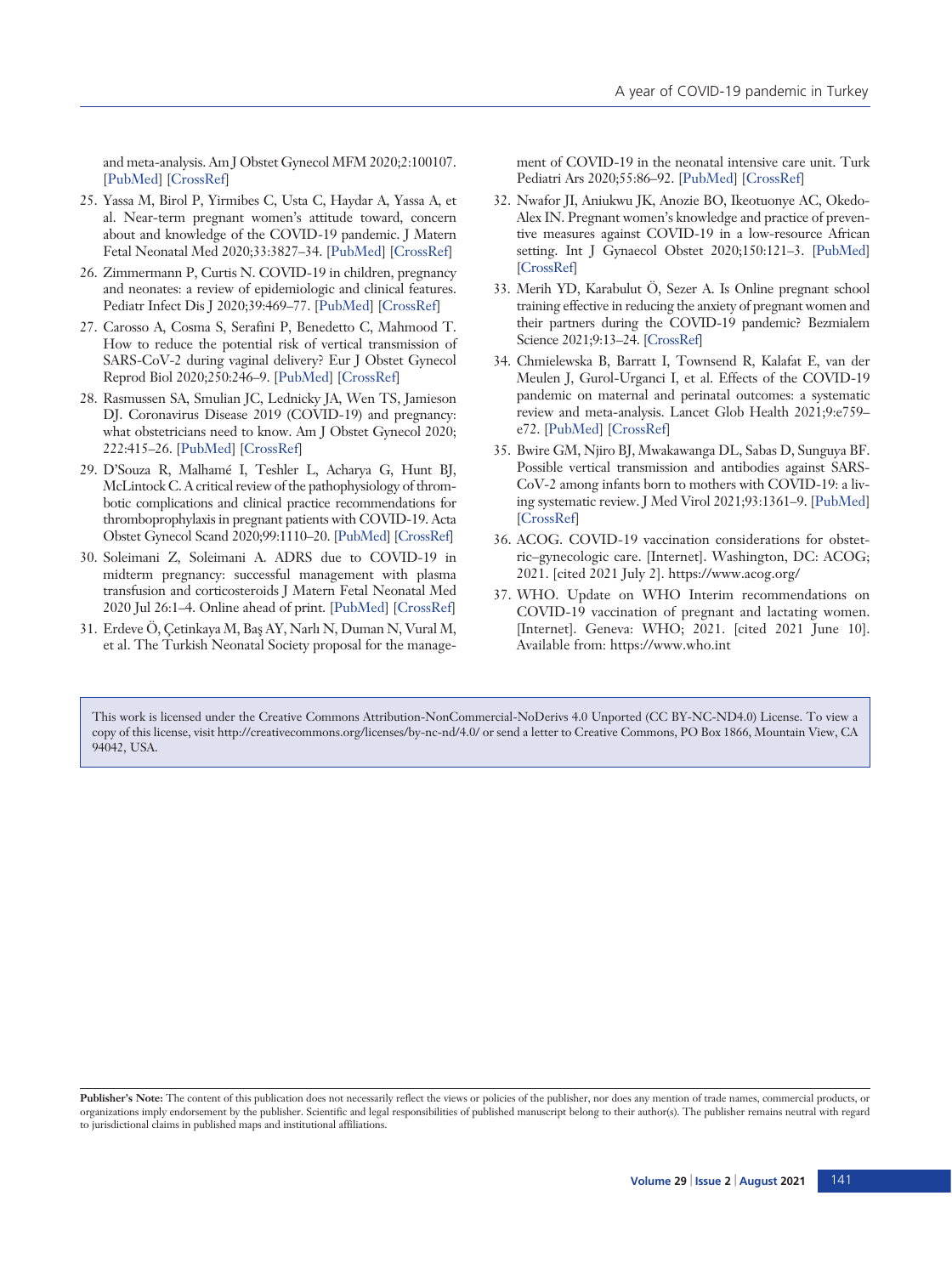and meta-analysis. Am J Obstet Gynecol MFM 2020;2:100107. [PubMed] [CrossRef]

25. Yassa M, Birol P, Yirmibes C, Usta C, Haydar A, Yassa A, et al. Near-term pregnant women's attitude toward, concern about and knowledge of the COVID-19 pandemic. J Matern Fetal Neonatal Med 2020;33:3827–34. [PubMed] [CrossRef]
26. Zimmermann P, Curtis N. COVID-19 in children, pregnancy and neonates: a review of epidemiologic and clinical features. Pediatr Infect Dis J 2020;39:469–77. [PubMed] [CrossRef]
27. Carosso A, Cosma S, Serafini P, Benedetto C, Mahmood T. How to reduce the potential risk of vertical transmission of SARS-CoV-2 during vaginal delivery? Eur J Obstet Gynecol Reprod Biol 2020;250:246–9. [PubMed] [CrossRef]
28. Rasmussen SA, Smulian JC, Lednicky JA, Wen TS, Jamieson DJ. Coronavirus Disease 2019 (COVID-19) and pregnancy: what obstetricians need to know. Am J Obstet Gynecol 2020; 222:415–26. [PubMed] [CrossRef]
29. D'Souza R, Malhamé I, Teshler L, Acharya G, Hunt BJ, McLintock C. A critical review of the pathophysiology of thrombotic complications and clinical practice recommendations for thromboprophylaxis in pregnant patients with COVID-19. Acta Obstet Gynecol Scand 2020;99:1110–20. [PubMed] [CrossRef]
30. Soleimani Z, Soleimani A. ADRS due to COVID-19 in midterm pregnancy: successful management with plasma transfusion and corticosteroids J Matern Fetal Neonatal Med 2020 Jul 26:1–4. Online ahead of print. [PubMed] [CrossRef]
31. Erdeve Ö, Çetinkaya M, Baş AY, Narlı N, Duman N, Vural M, et al. The Turkish Neonatal Society proposal for the management of COVID-19 in the neonatal intensive care unit. Turk Pediatri Ars 2020;55:86–92. [PubMed] [CrossRef]
32. Nwafor JI, Aniukwu JK, Anozie BO, Ikeotuonye AC, Okedo-Alex IN. Pregnant women's knowledge and practice of preventive measures against COVID-19 in a low-resource African setting. Int J Gynaecol Obstet 2020;150:121–3. [PubMed] [CrossRef]
33. Merih YD, Karabulut Ö, Sezer A. Is Online pregnant school training effective in reducing the anxiety of pregnant women and their partners during the COVID-19 pandemic? Bezmialem Science 2021;9:13–24. [CrossRef]
34. Chmielewska B, Barratt I, Townsend R, Kalafat E, van der Meulen J, Gurol-Urganci I, et al. Effects of the COVID-19 pandemic on maternal and perinatal outcomes: a systematic review and meta-analysis. Lancet Glob Health 2021;9:e759–e72. [PubMed] [CrossRef]
35. Bwire GM, Njiro BJ, Mwakawanga DL, Sabas D, Sunguya BF. Possible vertical transmission and antibodies against SARS-CoV-2 among infants born to mothers with COVID-19: a living systematic review. J Med Virol 2021;93:1361–9. [PubMed] [CrossRef]
36. ACOG. COVID-19 vaccination considerations for obstetric–gynecologic care. [Internet]. Washington, DC: ACOG; 2021. [cited 2021 July 2]. https://www.acog.org/
37. WHO. Update on WHO Interim recommendations on COVID-19 vaccination of pregnant and lactating women. [Internet]. Geneva: WHO; 2021. [cited 2021 June 10]. Available from: https://www.who.int

This work is licensed under the Creative Commons Attribution-NonCommercial-NoDerivs 4.0 Unported (CC BY-NC-ND4.0) License. To view a copy of this license, visit http://creativecommons.org/licenses/by-nc-nd/4.0/ or send a letter to Creative Commons, PO Box 1866, Mountain View, CA 94042, USA.

**Publisher's Note:** The content of this publication does not necessarily reflect the views or policies of the publisher, nor does any mention of trade names, commercial products, or organizations imply endorsement by the publisher. Scientific and legal responsibilities of published manuscript belong to their author(s). The publisher remains neutral with regard to jurisdictional claims in published maps and institutional affiliations.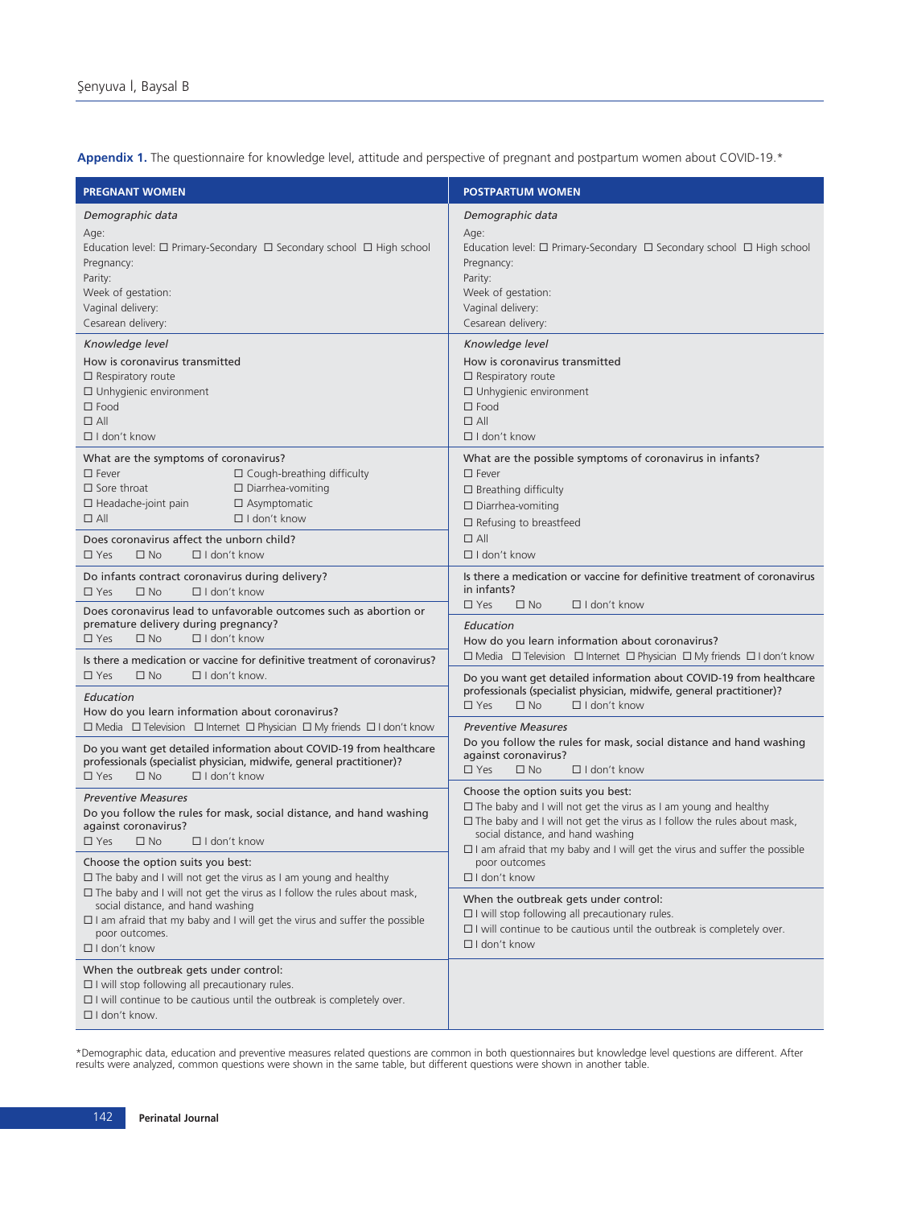**Appendix 1.** The questionnaire for knowledge level, attitude and perspective of pregnant and postpartum women about COVID-19.*

| PREGNANT WOMEN | POSTPARTUM WOMEN |
| --- | --- |
| *Demographic data*<br>Age:<br>Education level: ☐ Primary-Secondary ☐ Secondary school ☐ High school<br>Pregnancy:<br>Parity:<br>Week of gestation:<br>Vaginal delivery:<br>Cesarean delivery: | *Demographic data*<br>Age:<br>Education level: ☐ Primary-Secondary ☐ Secondary school ☐ High school<br>Pregnancy:<br>Parity:<br>Week of gestation:<br>Vaginal delivery:<br>Cesarean delivery: |
| *Knowledge level*<br>How is coronavirus transmitted<br>☐ Respiratory route<br>☐ Unhygienic environment<br>☐ Food<br>☐ All<br>☐ I don't know | *Knowledge level*<br>How is coronavirus transmitted<br>☐ Respiratory route<br>☐ Unhygienic environment<br>☐ Food<br>☐ All<br>☐ I don't know |
| What are the symptoms of coronavirus?<br>☐ Fever ☐ Cough-breathing difficulty<br>☐ Sore throat ☐ Diarrhea-vomiting<br>☐ Headache-joint pain ☐ Asymptomatic<br>☐ All ☐ I don't know<br><br>Does coronavirus affect the unborn child?<br>☐ Yes ☐ No ☐ I don't know | What are the possible symptoms of coronavirus in infants?<br>☐ Fever<br>☐ Breathing difficulty<br>☐ Diarrhea-vomiting<br>☐ Refusing to breastfeed<br>☐ All<br>☐ I don't know |
| Do infants contract coronavirus during delivery?<br>☐ Yes ☐ No ☐ I don't know<br><br>Does coronavirus lead to unfavorable outcomes such as abortion or premature delivery during pregnancy?<br>☐ Yes ☐ No ☐ I don't know<br><br>Is there a medication or vaccine for definitive treatment of coronavirus?<br>☐ Yes ☐ No ☐ I don't know. | Is there a medication or vaccine for definitive treatment of coronavirus in infants?<br>☐ Yes ☐ No ☐ I don't know |
| *Education*<br>How do you learn information about coronavirus?<br>☐ Media ☐ Television ☐ Internet ☐ Physician ☐ My friends ☐ I don't know | *Education*<br>How do you learn information about coronavirus?<br>☐ Media ☐ Television ☐ Internet ☐ Physician ☐ My friends ☐ I don't know |
| Do you want get detailed information about COVID-19 from healthcare professionals (specialist physician, midwife, general practitioner)?<br>☐ Yes ☐ No ☐ I don't know | Do you want get detailed information about COVID-19 from healthcare professionals (specialist physician, midwife, general practitioner)?<br>☐ Yes ☐ No ☐ I don't know |
| *Preventive Measures*<br>Do you follow the rules for mask, social distance, and hand washing against coronavirus?<br>☐ Yes ☐ No ☐ I don't know | *Preventive Measures*<br>Do you follow the rules for mask, social distance and hand washing against coronavirus?<br>☐ Yes ☐ No ☐ I don't know |
| Choose the option suits you best:<br>☐ The baby and I will not get the virus as I am young and healthy<br>☐ The baby and I will not get the virus as I follow the rules about mask, social distance, and hand washing<br>☐ I am afraid that my baby and I will get the virus and suffer the possible poor outcomes.<br>☐ I don't know | Choose the option suits you best:<br>☐ The baby and I will not get the virus as I am young and healthy<br>☐ The baby and I will not get the virus as I follow the rules about mask, social distance, and hand washing<br>☐ I am afraid that my baby and I will get the virus and suffer the possible poor outcomes<br>☐ I don't know |
| When the outbreak gets under control:<br>☐ I will stop following all precautionary rules.<br>☐ I will continue to be cautious until the outbreak is completely over.<br>☐ I don't know. | When the outbreak gets under control:<br>☐ I will stop following all precautionary rules.<br>☐ I will continue to be cautious until the outbreak is completely over.<br>☐ I don't know |

*Demographic data, education and preventive measures related questions are common in both questionnaires but knowledge level questions are different. After results were analyzed, common questions were shown in the same table, but different questions were shown in another table.